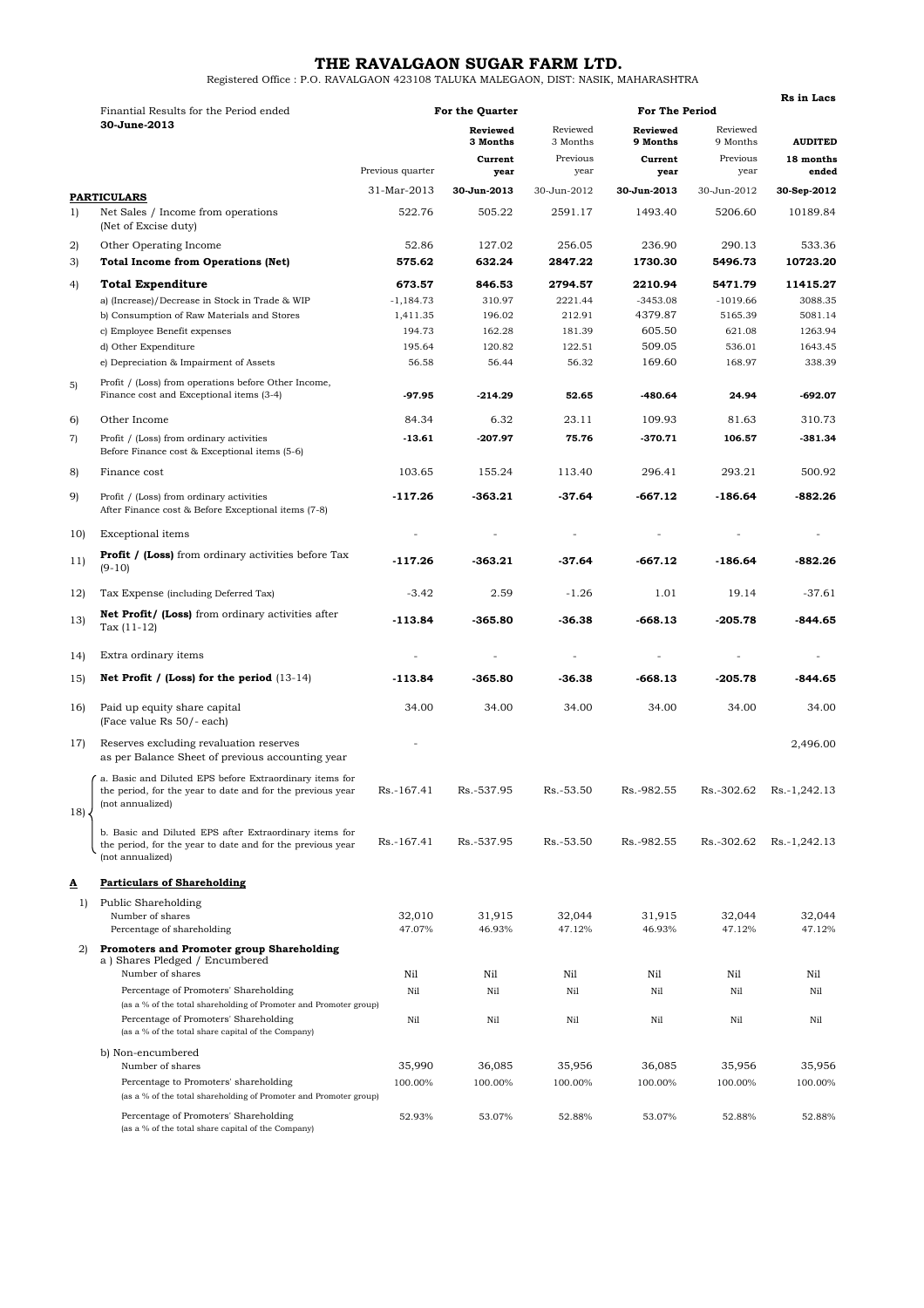# THE RAVALGAON SUGAR FARM LTD.

Registered Office : P.O. RAVALGAON 423108 TALUKA MALEGAON, DIST: NASIK, MAHARASHTRA

Rs in Lacs

| | Finantial Results for the Period ended 30-June-2013 | | For the Quarter | | For The Period | | |
|---|---|---|---|---|---|---|---|
| | | | Reviewed 3 Months | Reviewed 3 Months | Reviewed 9 Months | Reviewed 9 Months | AUDITED |
| | | Previous quarter | Current year | Previous year | Current year | Previous year | 18 months ended |
| | **PARTICULARS** | 31-Mar-2013 | 30-Jun-2013 | 30-Jun-2012 | 30-Jun-2013 | 30-Jun-2012 | 30-Sep-2012 |
| 1) | Net Sales / Income from operations (Net of Excise duty) | 522.76 | 505.22 | 2591.17 | 1493.40 | 5206.60 | 10189.84 |
| 2) | Other Operating Income | 52.86 | 127.02 | 256.05 | 236.90 | 290.13 | 533.36 |
| 3) | **Total Income from Operations (Net)** | **575.62** | **632.24** | **2847.22** | **1730.30** | **5496.73** | **10723.20** |
| 4) | **Total Expenditure** | **673.57** | **846.53** | **2794.57** | **2210.94** | **5471.79** | **11415.27** |
| | a) (Increase)/Decrease in Stock in Trade & WIP | -1,184.73 | 310.97 | 2221.44 | -3453.08 | -1019.66 | 3088.35 |
| | b) Consumption of Raw Materials and Stores | 1,411.35 | 196.02 | 212.91 | 4379.87 | 5165.39 | 5081.14 |
| | c) Employee Benefit expenses | 194.73 | 162.28 | 181.39 | 605.50 | 621.08 | 1263.94 |
| | d) Other Expenditure | 195.64 | 120.82 | 122.51 | 509.05 | 536.01 | 1643.45 |
| | e) Depreciation & Impairment of Assets | 56.58 | 56.44 | 56.32 | 169.60 | 168.97 | 338.39 |
| 5) | Profit / (Loss) from operations before Other Income, Finance cost and Exceptional items (3-4) | **-97.95** | **-214.29** | **52.65** | **-480.64** | **24.94** | **-692.07** |
| 6) | Other Income | 84.34 | 6.32 | 23.11 | 109.93 | 81.63 | 310.73 |
| 7) | Profit / (Loss) from ordinary activities Before Finance cost & Exceptional items (5-6) | **-13.61** | **-207.97** | **75.76** | **-370.71** | **106.57** | **-381.34** |
| 8) | Finance cost | 103.65 | 155.24 | 113.40 | 296.41 | 293.21 | 500.92 |
| 9) | Profit / (Loss) from ordinary activities After Finance cost & Before Exceptional items (7-8) | **-117.26** | **-363.21** | **-37.64** | **-667.12** | **-186.64** | **-882.26** |
| 10) | Exceptional items | - | - | - | - | - | - |
| 11) | **Profit / (Loss)** from ordinary activities before Tax (9-10) | **-117.26** | **-363.21** | **-37.64** | **-667.12** | **-186.64** | **-882.26** |
| 12) | Tax Expense (including Deferred Tax) | -3.42 | 2.59 | -1.26 | 1.01 | 19.14 | -37.61 |
| 13) | **Net Profit/ (Loss)** from ordinary activities after Tax (11-12) | **-113.84** | **-365.80** | **-36.38** | **-668.13** | **-205.78** | **-844.65** |
| 14) | Extra ordinary items | - | - | - | - | - | - |
| 15) | **Net Profit / (Loss) for the period** (13-14) | **-113.84** | **-365.80** | **-36.38** | **-668.13** | **-205.78** | **-844.65** |
| 16) | Paid up equity share capital (Face value Rs 50/- each) | 34.00 | 34.00 | 34.00 | 34.00 | 34.00 | 34.00 |
| 17) | Reserves excluding revaluation reserves as per Balance Sheet of previous accounting year | - | | | | | 2,496.00 |
| 18) | a. Basic and Diluted EPS before Extraordinary items for the period, for the year to date and for the previous year (not annualized) | Rs.-167.41 | Rs.-537.95 | Rs.-53.50 | Rs.-982.55 | Rs.-302.62 | Rs.-1,242.13 |
| | b. Basic and Diluted EPS after Extraordinary items for the period, for the year to date and for the previous year (not annualized) | Rs.-167.41 | Rs.-537.95 | Rs.-53.50 | Rs.-982.55 | Rs.-302.62 | Rs.-1,242.13 |
| **A** | **Particulars of Shareholding** | | | | | | |
| 1) | Public Shareholding | | | | | | |
| | Number of shares | 32,010 | 31,915 | 32,044 | 31,915 | 32,044 | 32,044 |
| | Percentage of shareholding | 47.07% | 46.93% | 47.12% | 46.93% | 47.12% | 47.12% |
| 2) | **Promoters and Promoter group Shareholding** | | | | | | |
| | a ) Shares Pledged / Encumbered | | | | | | |
| | Number of shares | Nil | Nil | Nil | Nil | Nil | Nil |
| | Percentage of Promoters' Shareholding (as a % of the total shareholding of Promoter and Promoter group) | Nil | Nil | Nil | Nil | Nil | Nil |
| | Percentage of Promoters' Shareholding (as a % of the total share capital of the Company) | Nil | Nil | Nil | Nil | Nil | Nil |
| | b) Non-encumbered | | | | | | |
| | Number of shares | 35,990 | 36,085 | 35,956 | 36,085 | 35,956 | 35,956 |
| | Percentage to Promoters' shareholding (as a % of the total shareholding of Promoter and Promoter group) | 100.00% | 100.00% | 100.00% | 100.00% | 100.00% | 100.00% |
| | Percentage of Promoters' Shareholding (as a % of the total share capital of the Company) | 52.93% | 53.07% | 52.88% | 53.07% | 52.88% | 52.88% |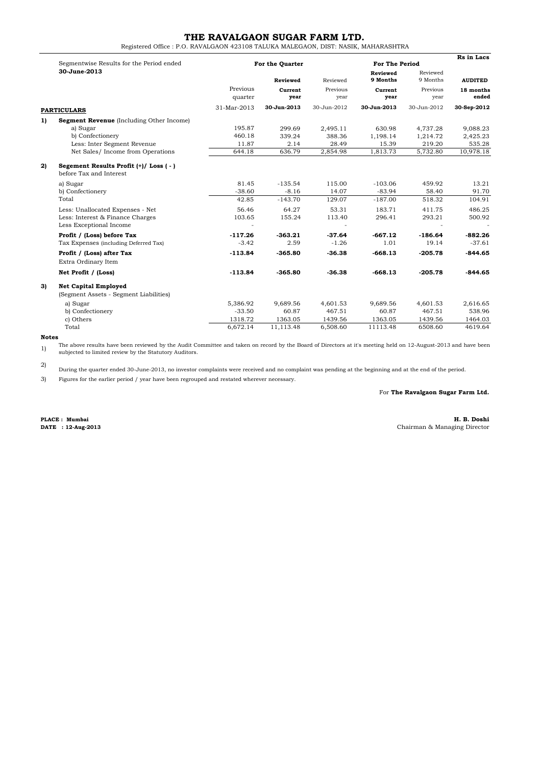# THE RAVALGAON SUGAR FARM LTD.

Registered Office : P.O. RAVALGAON 423108 TALUKA MALEGAON, DIST: NASIK, MAHARASHTRA

**Rs in Lacs**

| | Segmentwise Results for the Period ended **30-June-2013** | For the Quarter | | | For The Period | | |
|---|---|---|---|---|---|---|---|
| | | | **Reviewed** | Reviewed | **Reviewed 9 Months** | Reviewed 9 Months | **AUDITED** |
| | | Previous quarter | **Current year** | Previous year | **Current year** | Previous year | **18 months ended** |
| | **PARTICULARS** | 31-Mar-2013 | **30-Jun-2013** | 30-Jun-2012 | **30-Jun-2013** | 30-Jun-2012 | **30-Sep-2012** |
| **1)** | **Segment Revenue** (Including Other Income) | | | | | | |
| | a) Sugar | 195.87 | 299.69 | 2,495.11 | 630.98 | 4,737.28 | 9,088.23 |
| | b) Confectionery | 460.18 | 339.24 | 388.36 | 1,198.14 | 1,214.72 | 2,425.23 |
| | Less: Inter Segment Revenue | 11.87 | 2.14 | 28.49 | 15.39 | 219.20 | 535.28 |
| | Net Sales/ Income from Operations | 644.18 | 636.79 | 2,854.98 | 1,813.73 | 5,732.80 | 10,978.18 |
| **2)** | **Segement Results Profit (+)/ Loss ( - )** before Tax and Interest | | | | | | |
| | a) Sugar | 81.45 | -135.54 | 115.00 | -103.06 | 459.92 | 13.21 |
| | b) Confectionery | -38.60 | -8.16 | 14.07 | -83.94 | 58.40 | 91.70 |
| | Total | 42.85 | -143.70 | 129.07 | -187.00 | 518.32 | 104.91 |
| | Less: Unallocated Expenses - Net | 56.46 | 64.27 | 53.31 | 183.71 | 411.75 | 486.25 |
| | Less: Interest & Finance Charges | 103.65 | 155.24 | 113.40 | 296.41 | 293.21 | 500.92 |
| | Less Exceptional Income | - | | - | | - | - |
| | **Profit / (Loss) before Tax** | **-117.26** | **-363.21** | **-37.64** | **-667.12** | **-186.64** | **-882.26** |
| | Tax Expenses (including Deferred Tax) | -3.42 | 2.59 | -1.26 | 1.01 | 19.14 | -37.61 |
| | **Profit / (Loss) after Tax** | **-113.84** | **-365.80** | **-36.38** | **-668.13** | **-205.78** | **-844.65** |
| | Extra Ordinary Item | | | | | | |
| | **Net Profit / (Loss)** | **-113.84** | **-365.80** | **-36.38** | **-668.13** | **-205.78** | **-844.65** |
| **3)** | **Net Capital Employed** (Segment Assets - Segment Liabilities) | | | | | | |
| | a) Sugar | 5,386.92 | 9,689.56 | 4,601.53 | 9,689.56 | 4,601.53 | 2,616.65 |
| | b) Confectionery | -33.50 | 60.87 | 467.51 | 60.87 | 467.51 | 538.96 |
| | c) Others | 1318.72 | 1363.05 | 1439.56 | 1363.05 | 1439.56 | 1464.03 |
| | Total | 6,672.14 | 11,113.48 | 6,508.60 | 11113.48 | 6508.60 | 4619.64 |

**Notes**

1) The above results have been reviewed by the Audit Committee and taken on record by the Board of Directors at it's meeting held on 12-August-2013 and have been subjected to limited review by the Statutory Auditors.

2) During the quarter ended 30-June-2013, no investor complaints were received and no complaint was pending at the beginning and at the end of the period.

3) Figures for the earlier period / year have been regrouped and restated wherever necessary.

For **The Ravalgaon Sugar Farm Ltd.**

**PLACE : Mumbai**
**DATE : 12-Aug-2013**

**H. B. Doshi**
Chairman & Managing Director